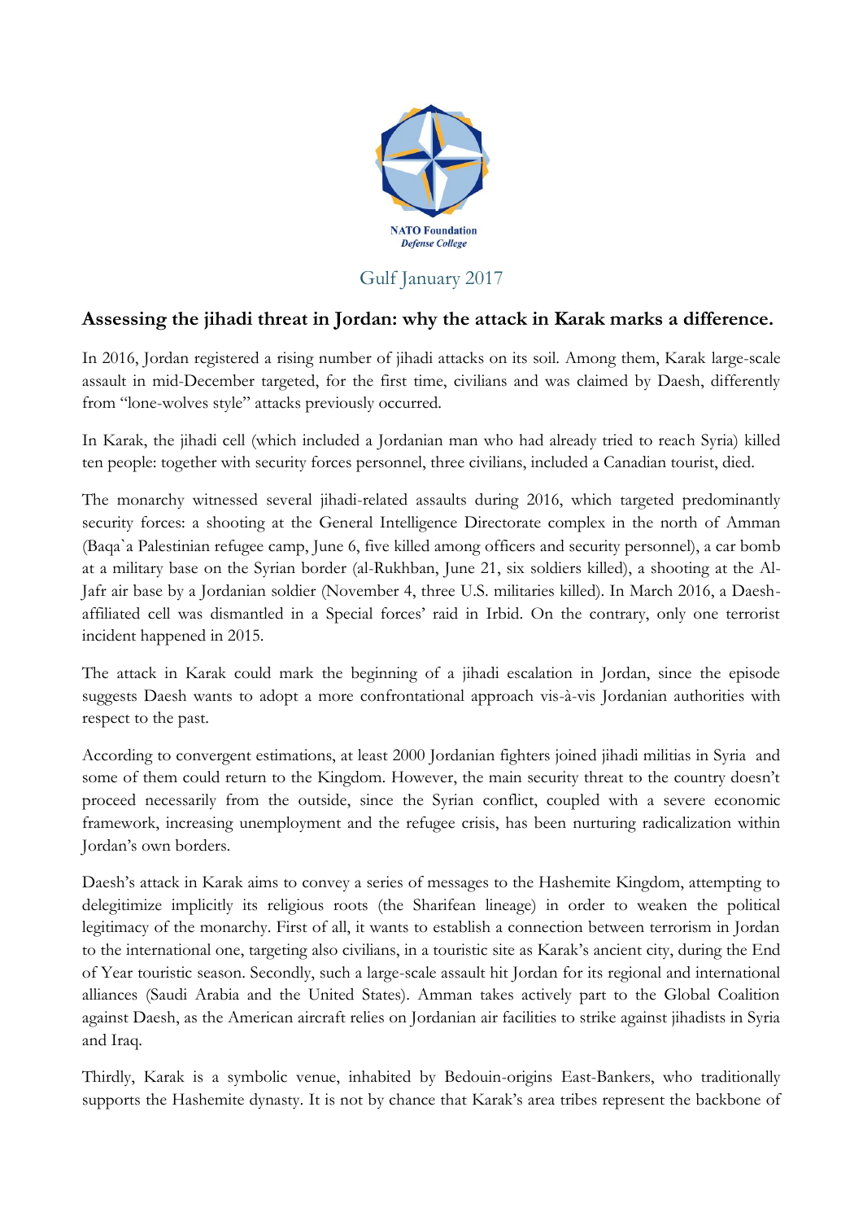NATO Foundation
*Defense College*

Gulf January 2017

## Assessing the jihadi threat in Jordan: why the attack in Karak marks a difference.

In 2016, Jordan registered a rising number of jihadi attacks on its soil. Among them, Karak large-scale assault in mid-December targeted, for the first time, civilians and was claimed by Daesh, differently from "lone-wolves style" attacks previously occurred.

In Karak, the jihadi cell (which included a Jordanian man who had already tried to reach Syria) killed ten people: together with security forces personnel, three civilians, included a Canadian tourist, died.

The monarchy witnessed several jihadi-related assaults during 2016, which targeted predominantly security forces: a shooting at the General Intelligence Directorate complex in the north of Amman (Baqa`a Palestinian refugee camp, June 6, five killed among officers and security personnel), a car bomb at a military base on the Syrian border (al-Rukhban, June 21, six soldiers killed), a shooting at the Al-Jafr air base by a Jordanian soldier (November 4, three U.S. militaries killed). In March 2016, a Daesh-affiliated cell was dismantled in a Special forces' raid in Irbid. On the contrary, only one terrorist incident happened in 2015.

The attack in Karak could mark the beginning of a jihadi escalation in Jordan, since the episode suggests Daesh wants to adopt a more confrontational approach vis-à-vis Jordanian authorities with respect to the past.

According to convergent estimations, at least 2000 Jordanian fighters joined jihadi militias in Syria and some of them could return to the Kingdom. However, the main security threat to the country doesn't proceed necessarily from the outside, since the Syrian conflict, coupled with a severe economic framework, increasing unemployment and the refugee crisis, has been nurturing radicalization within Jordan's own borders.

Daesh's attack in Karak aims to convey a series of messages to the Hashemite Kingdom, attempting to delegitimize implicitly its religious roots (the Sharifean lineage) in order to weaken the political legitimacy of the monarchy. First of all, it wants to establish a connection between terrorism in Jordan to the international one, targeting also civilians, in a touristic site as Karak's ancient city, during the End of Year touristic season. Secondly, such a large-scale assault hit Jordan for its regional and international alliances (Saudi Arabia and the United States). Amman takes actively part to the Global Coalition against Daesh, as the American aircraft relies on Jordanian air facilities to strike against jihadists in Syria and Iraq.

Thirdly, Karak is a symbolic venue, inhabited by Bedouin-origins East-Bankers, who traditionally supports the Hashemite dynasty. It is not by chance that Karak's area tribes represent the backbone of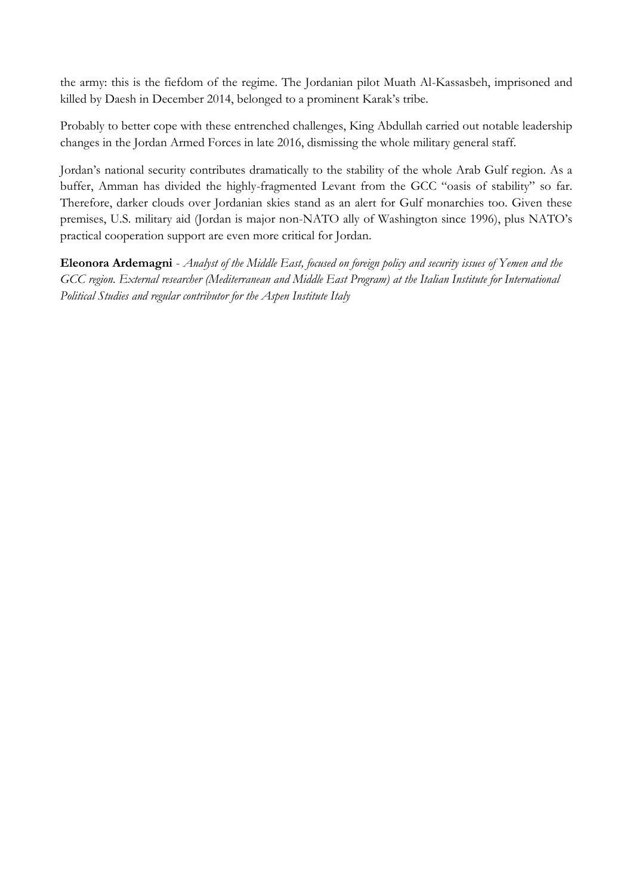the army: this is the fiefdom of the regime. The Jordanian pilot Muath Al-Kassasbeh, imprisoned and killed by Daesh in December 2014, belonged to a prominent Karak's tribe.

Probably to better cope with these entrenched challenges, King Abdullah carried out notable leadership changes in the Jordan Armed Forces in late 2016, dismissing the whole military general staff.

Jordan's national security contributes dramatically to the stability of the whole Arab Gulf region. As a buffer, Amman has divided the highly-fragmented Levant from the GCC "oasis of stability" so far. Therefore, darker clouds over Jordanian skies stand as an alert for Gulf monarchies too. Given these premises, U.S. military aid (Jordan is major non-NATO ally of Washington since 1996), plus NATO's practical cooperation support are even more critical for Jordan.

**Eleonora Ardemagni** - *Analyst of the Middle East, focused on foreign policy and security issues of Yemen and the GCC region. External researcher (Mediterranean and Middle East Program) at the Italian Institute for International Political Studies and regular contributor for the Aspen Institute Italy*